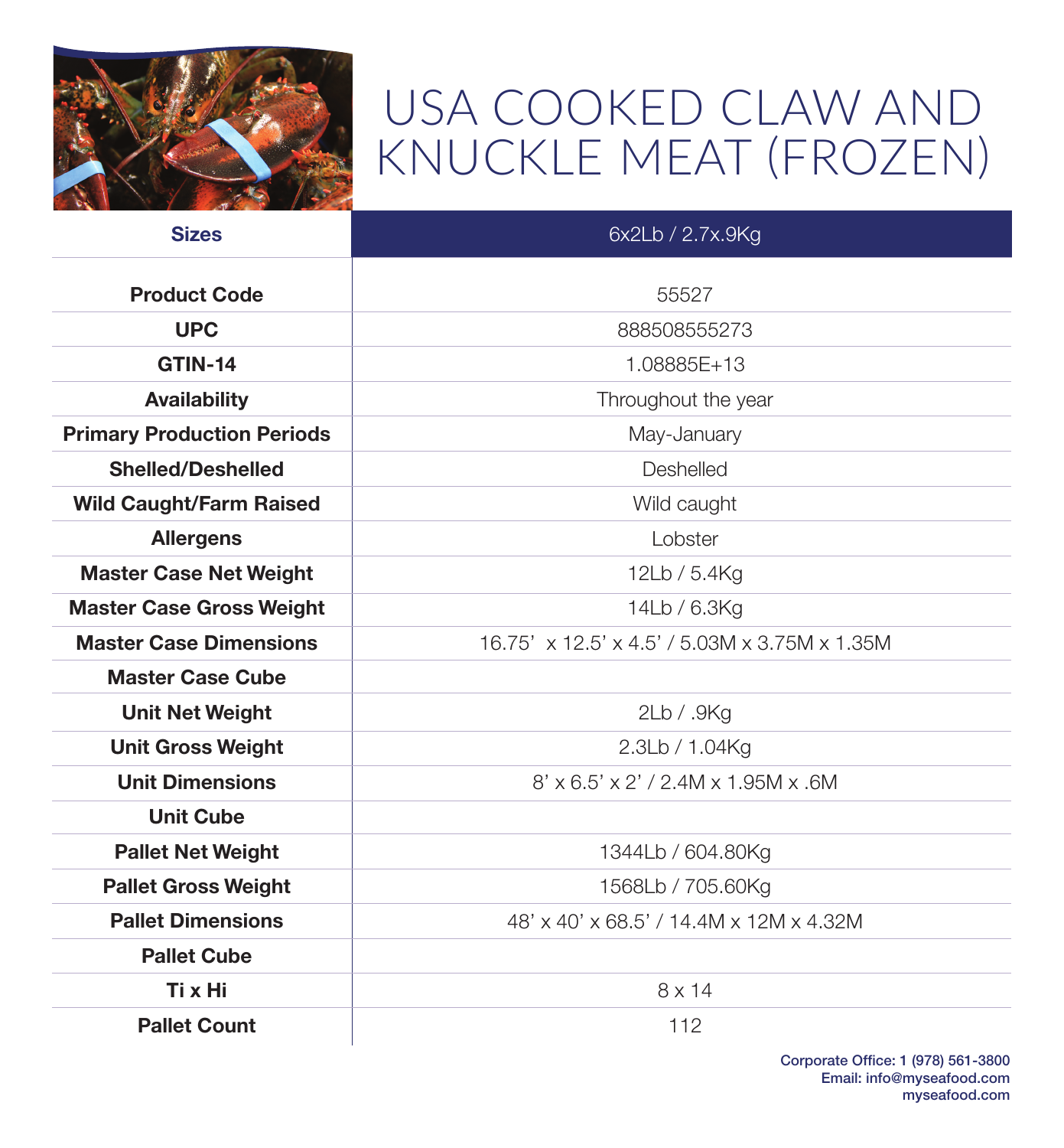# USA COOKED CLAW AND KNUCKLE MEAT (FROZEN)

| Sizes | 6x2Lb / 2.7x.9Kg |
|---|---|
| Product Code | 55527 |
| UPC | 888508555273 |
| GTIN-14 | 1.08885E+13 |
| Availability | Throughout the year |
| Primary Production Periods | May-January |
| Shelled/Deshelled | Deshelled |
| Wild Caught/Farm Raised | Wild caught |
| Allergens | Lobster |
| Master Case Net Weight | 12Lb / 5.4Kg |
| Master Case Gross Weight | 14Lb / 6.3Kg |
| Master Case Dimensions | 16.75' x 12.5' x 4.5' / 5.03M x 3.75M x 1.35M |
| Master Case Cube | |
| Unit Net Weight | 2Lb / .9Kg |
| Unit Gross Weight | 2.3Lb / 1.04Kg |
| Unit Dimensions | 8' x 6.5' x 2' / 2.4M x 1.95M x .6M |
| Unit Cube | |
| Pallet Net Weight | 1344Lb / 604.80Kg |
| Pallet Gross Weight | 1568Lb / 705.60Kg |
| Pallet Dimensions | 48' x 40' x 68.5' / 14.4M x 12M x 4.32M |
| Pallet Cube | |
| Ti x Hi | 8 x 14 |
| Pallet Count | 112 |

Corporate Office: 1 (978) 561-3800
Email: info@myseafood.com
myseafood.com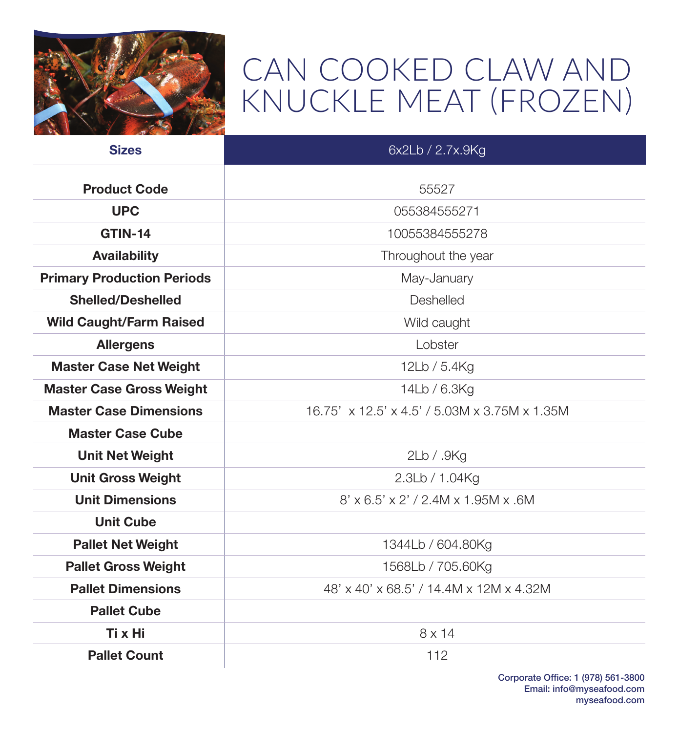# CAN COOKED CLAW AND KNUCKLE MEAT (FROZEN)

| Sizes | 6x2Lb / 2.7x.9Kg |
|---|---|
| **Product Code** | 55527 |
| **UPC** | 055384555271 |
| **GTIN-14** | 10055384555278 |
| **Availability** | Throughout the year |
| **Primary Production Periods** | May-January |
| **Shelled/Deshelled** | Deshelled |
| **Wild Caught/Farm Raised** | Wild caught |
| **Allergens** | Lobster |
| **Master Case Net Weight** | 12Lb / 5.4Kg |
| **Master Case Gross Weight** | 14Lb / 6.3Kg |
| **Master Case Dimensions** | 16.75' x 12.5' x 4.5' / 5.03M x 3.75M x 1.35M |
| **Master Case Cube** | |
| **Unit Net Weight** | 2Lb / .9Kg |
| **Unit Gross Weight** | 2.3Lb / 1.04Kg |
| **Unit Dimensions** | 8' x 6.5' x 2' / 2.4M x 1.95M x .6M |
| **Unit Cube** | |
| **Pallet Net Weight** | 1344Lb / 604.80Kg |
| **Pallet Gross Weight** | 1568Lb / 705.60Kg |
| **Pallet Dimensions** | 48' x 40' x 68.5' / 14.4M x 12M x 4.32M |
| **Pallet Cube** | |
| **Ti x Hi** | 8 x 14 |
| **Pallet Count** | 112 |

Corporate Office: 1 (978) 561-3800
Email: info@myseafood.com
myseafood.com